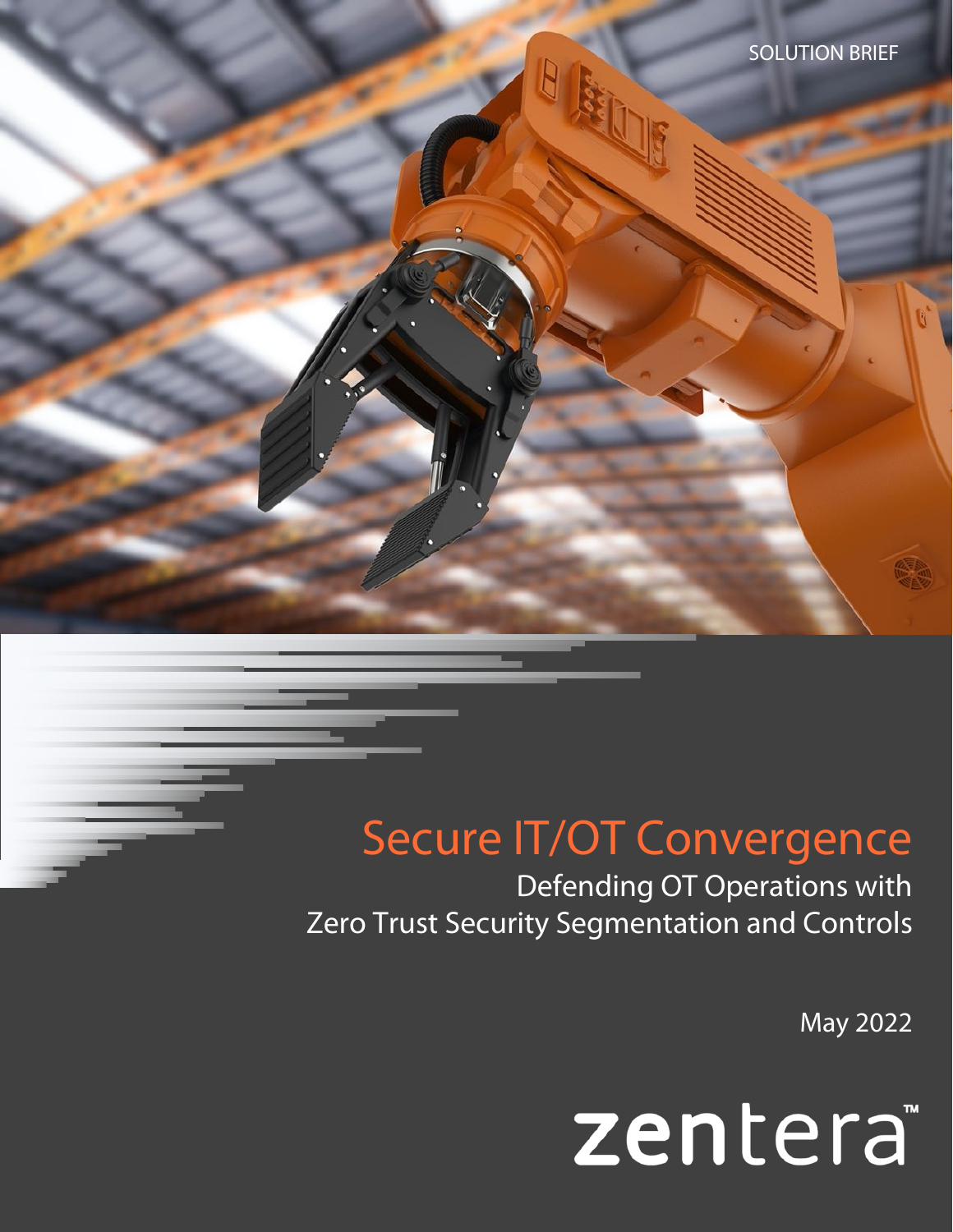SOLUTION BRIEF

# Secure IT/OT Convergence

## Defending OT Operations with Zero Trust Security Segmentation and Controls

May 2022

zentera™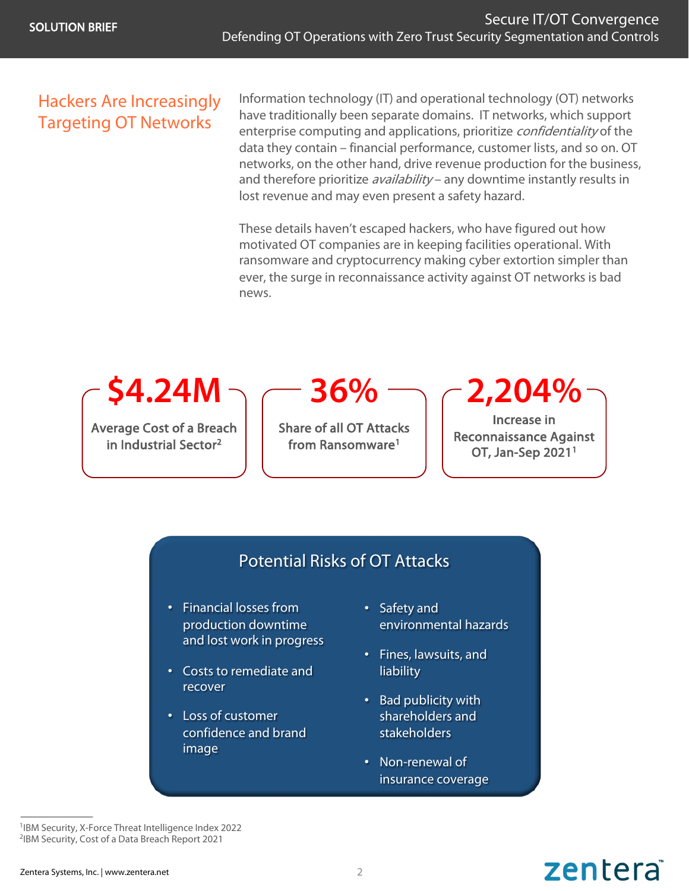## Hackers Are Increasingly Targeting OT Networks

Information technology (IT) and operational technology (OT) networks have traditionally been separate domains. IT networks, which support enterprise computing and applications, prioritize *confidentiality* of the data they contain – financial performance, customer lists, and so on. OT networks, on the other hand, drive revenue production for the business, and therefore prioritize *availability* – any downtime instantly results in lost revenue and may even present a safety hazard.

These details haven't escaped hackers, who have figured out how motivated OT companies are in keeping facilities operational. With ransomware and cryptocurrency making cyber extortion simpler than ever, the surge in reconnaissance activity against OT networks is bad news.

**$4.24M**
Average Cost of a Breach in Industrial Sector[2]

**36%**
Share of all OT Attacks from Ransomware[1]

**2,204%**
Increase in Reconnaissance Against OT, Jan-Sep 2021[1]

### Potential Risks of OT Attacks

- Financial losses from production downtime and lost work in progress
- Costs to remediate and recover
- Loss of customer confidence and brand image
- Safety and environmental hazards
- Fines, lawsuits, and liability
- Bad publicity with shareholders and stakeholders
- Non-renewal of insurance coverage

[1]IBM Security, X-Force Threat Intelligence Index 2022
[2]IBM Security, Cost of a Data Breach Report 2021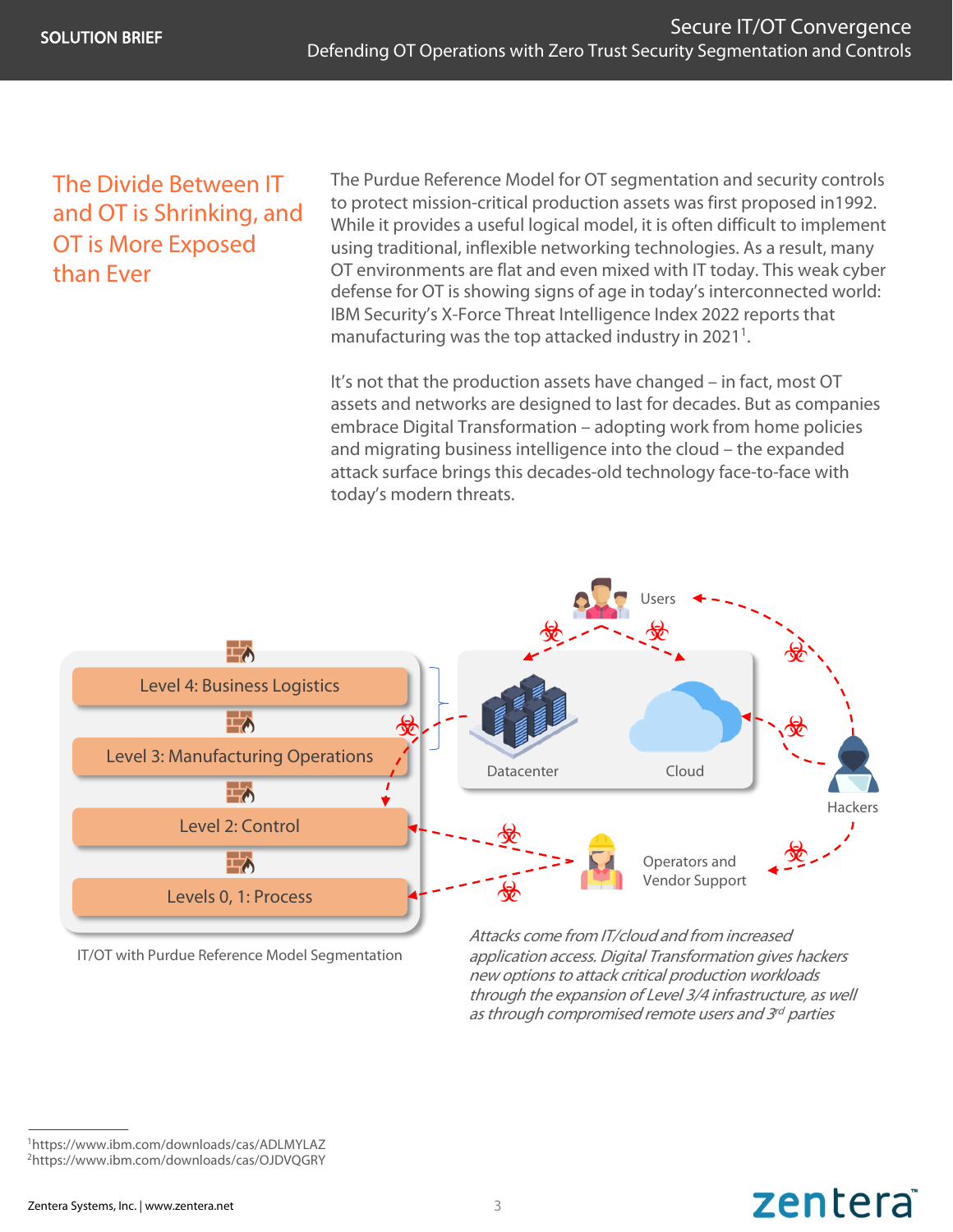## The Divide Between IT and OT is Shrinking, and OT is More Exposed than Ever

The Purdue Reference Model for OT segmentation and security controls to protect mission-critical production assets was first proposed in1992. While it provides a useful logical model, it is often difficult to implement using traditional, inflexible networking technologies. As a result, many OT environments are flat and even mixed with IT today. This weak cyber defense for OT is showing signs of age in today's interconnected world: IBM Security's X-Force Threat Intelligence Index 2022 reports that manufacturing was the top attacked industry in 2021[1].

It's not that the production assets have changed – in fact, most OT assets and networks are designed to last for decades. But as companies embrace Digital Transformation – adopting work from home policies and migrating business intelligence into the cloud – the expanded attack surface brings this decades-old technology face-to-face with today's modern threats.

Level 4: Business Logistics

Level 3: Manufacturing Operations

Level 2: Control

Levels 0, 1: Process

Users

Datacenter

Cloud

Hackers

Operators and Vendor Support

IT/OT with Purdue Reference Model Segmentation

*Attacks come from IT/cloud and from increased application access. Digital Transformation gives hackers new options to attack critical production workloads through the expansion of Level 3/4 infrastructure, as well as through compromised remote users and 3rd parties*

[1]https://www.ibm.com/downloads/cas/ADLMYLAZ
[2]https://www.ibm.com/downloads/cas/OJDVQGRY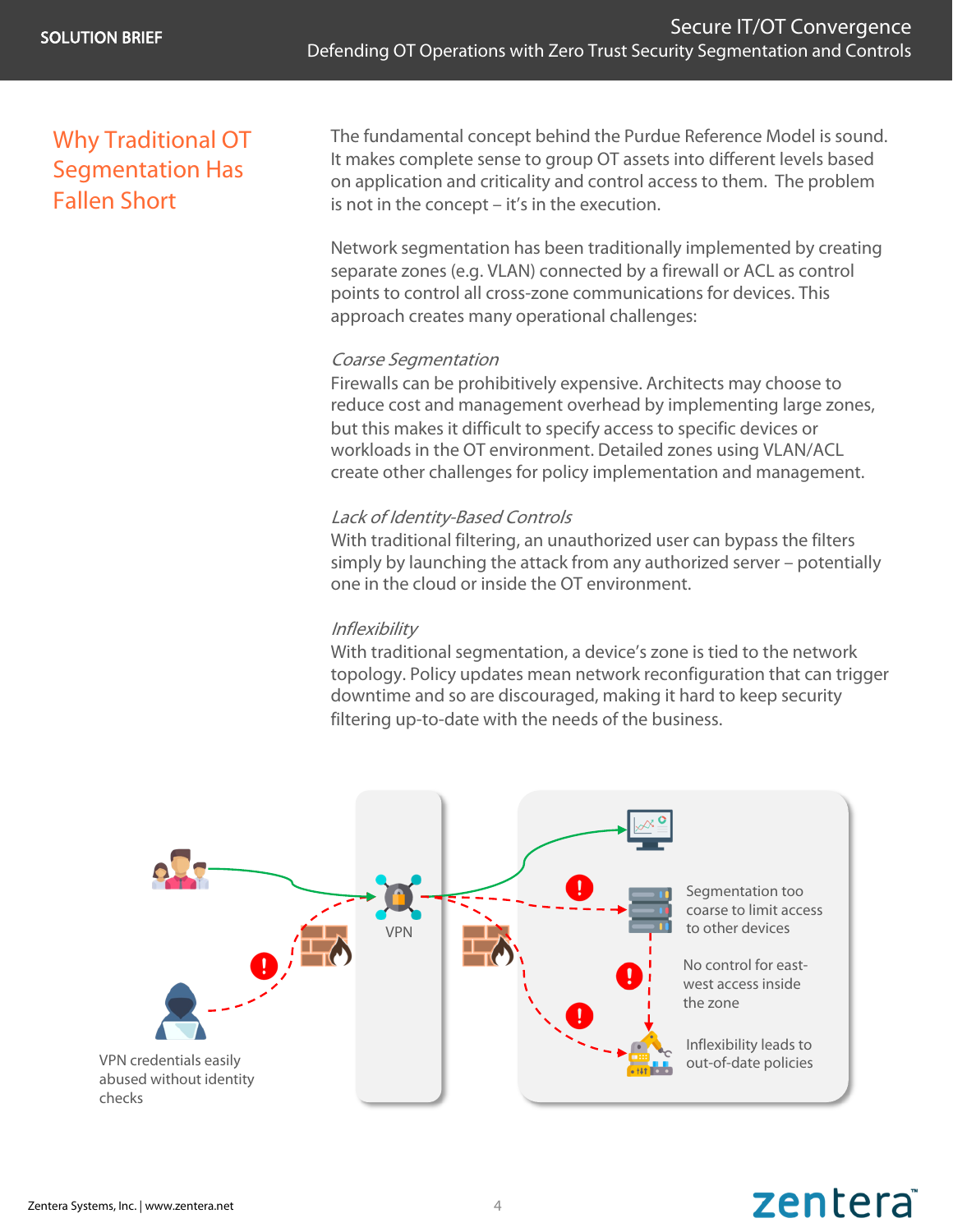## Why Traditional OT Segmentation Has Fallen Short

The fundamental concept behind the Purdue Reference Model is sound. It makes complete sense to group OT assets into different levels based on application and criticality and control access to them. The problem is not in the concept – it's in the execution.

Network segmentation has been traditionally implemented by creating separate zones (e.g. VLAN) connected by a firewall or ACL as control points to control all cross-zone communications for devices. This approach creates many operational challenges:

*Coarse Segmentation*
Firewalls can be prohibitively expensive. Architects may choose to reduce cost and management overhead by implementing large zones, but this makes it difficult to specify access to specific devices or workloads in the OT environment. Detailed zones using VLAN/ACL create other challenges for policy implementation and management.

*Lack of Identity-Based Controls*
With traditional filtering, an unauthorized user can bypass the filters simply by launching the attack from any authorized server – potentially one in the cloud or inside the OT environment.

*Inflexibility*
With traditional segmentation, a device's zone is tied to the network topology. Policy updates mean network reconfiguration that can trigger downtime and so are discouraged, making it hard to keep security filtering up-to-date with the needs of the business.

VPN

Segmentation too coarse to limit access to other devices

No control for east-west access inside the zone

Inflexibility leads to out-of-date policies

VPN credentials easily abused without identity checks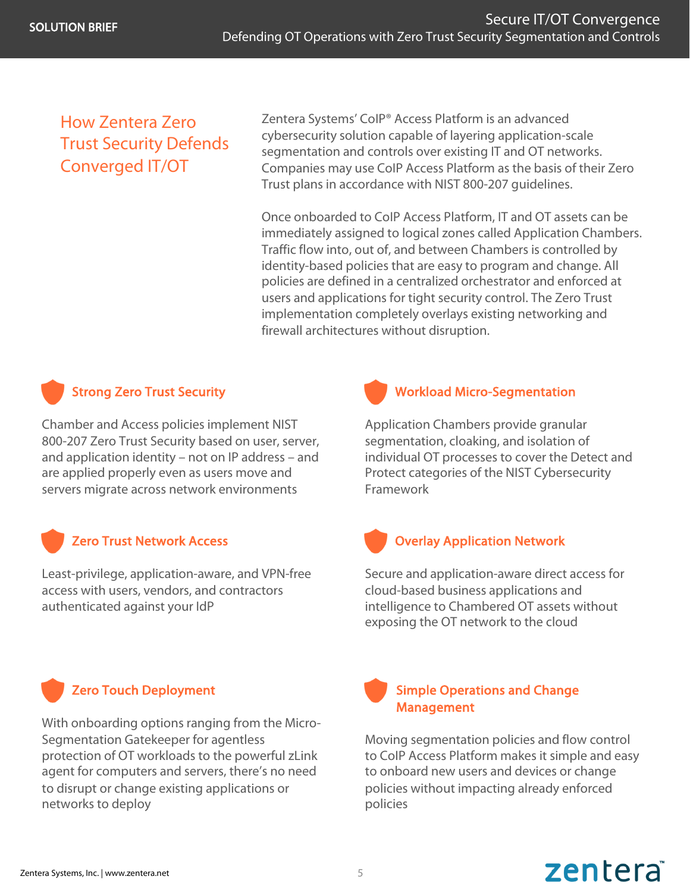## How Zentera Zero Trust Security Defends Converged IT/OT

Zentera Systems' CoIP® Access Platform is an advanced cybersecurity solution capable of layering application-scale segmentation and controls over existing IT and OT networks. Companies may use CoIP Access Platform as the basis of their Zero Trust plans in accordance with NIST 800-207 guidelines.

Once onboarded to CoIP Access Platform, IT and OT assets can be immediately assigned to logical zones called Application Chambers. Traffic flow into, out of, and between Chambers is controlled by identity-based policies that are easy to program and change. All policies are defined in a centralized orchestrator and enforced at users and applications for tight security control. The Zero Trust implementation completely overlays existing networking and firewall architectures without disruption.

### Strong Zero Trust Security

Chamber and Access policies implement NIST 800-207 Zero Trust Security based on user, server, and application identity – not on IP address – and are applied properly even as users move and servers migrate across network environments

### Workload Micro-Segmentation

Application Chambers provide granular segmentation, cloaking, and isolation of individual OT processes to cover the Detect and Protect categories of the NIST Cybersecurity Framework

### Zero Trust Network Access

Least-privilege, application-aware, and VPN-free access with users, vendors, and contractors authenticated against your IdP

### Overlay Application Network

Secure and application-aware direct access for cloud-based business applications and intelligence to Chambered OT assets without exposing the OT network to the cloud

### Zero Touch Deployment

With onboarding options ranging from the Micro-Segmentation Gatekeeper for agentless protection of OT workloads to the powerful zLink agent for computers and servers, there's no need to disrupt or change existing applications or networks to deploy

### Simple Operations and Change Management

Moving segmentation policies and flow control to CoIP Access Platform makes it simple and easy to onboard new users and devices or change policies without impacting already enforced policies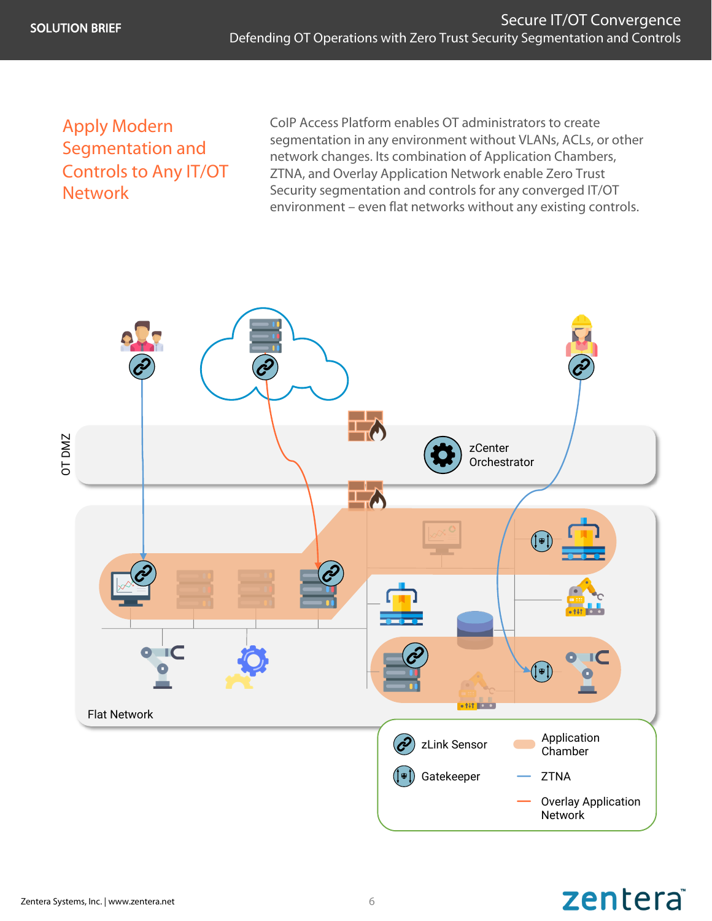## Apply Modern Segmentation and Controls to Any IT/OT Network

CoIP Access Platform enables OT administrators to create segmentation in any environment without VLANs, ACLs, or other network changes. Its combination of Application Chambers, ZTNA, and Overlay Application Network enable Zero Trust Security segmentation and controls for any converged IT/OT environment – even flat networks without any existing controls.

OT DMZ

zCenter Orchestrator

Flat Network

zLink Sensor

Gatekeeper

Application Chamber

ZTNA

Overlay Application Network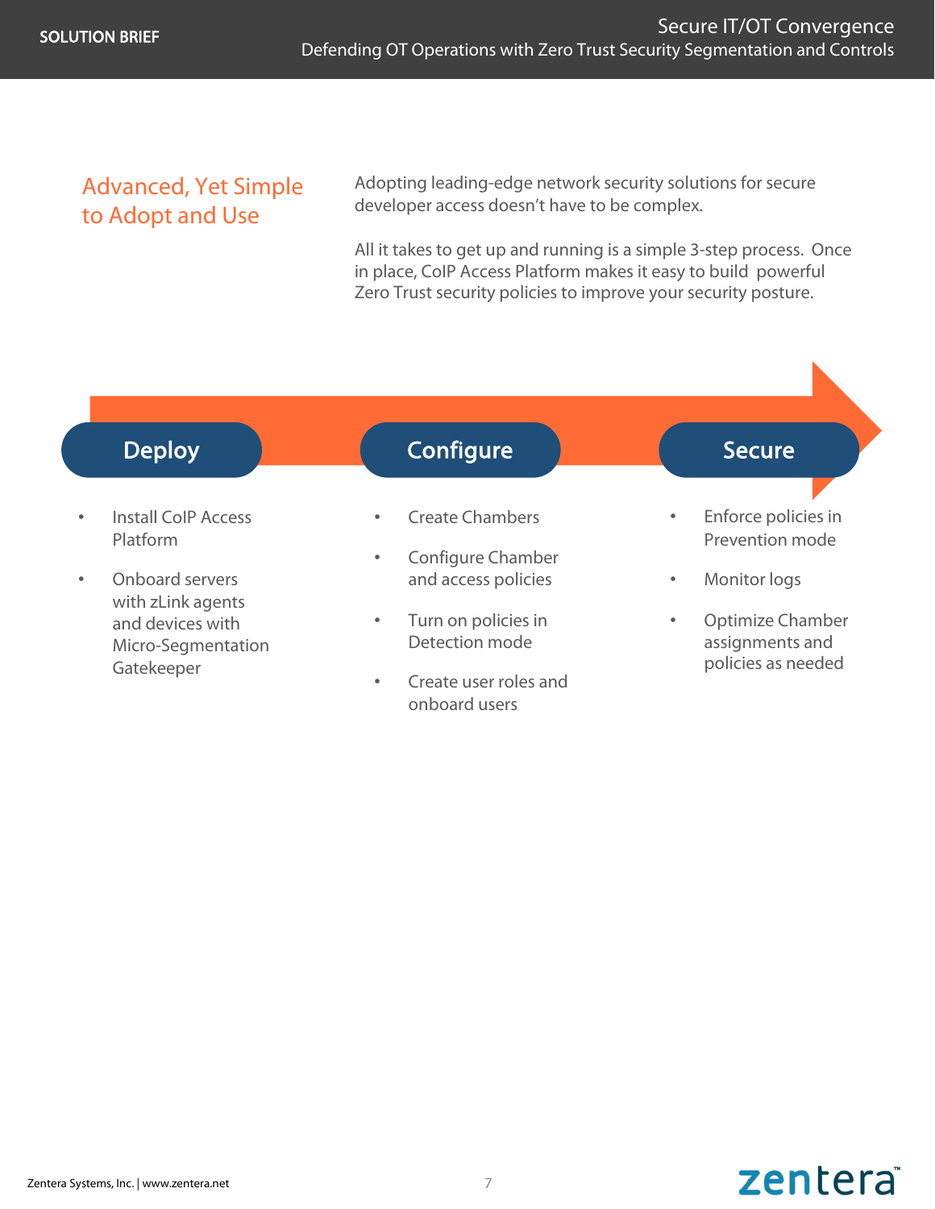## Advanced, Yet Simple to Adopt and Use

Adopting leading-edge network security solutions for secure developer access doesn't have to be complex.

All it takes to get up and running is a simple 3-step process. Once in place, CoIP Access Platform makes it easy to build powerful Zero Trust security policies to improve your security posture.

### Deploy

- Install CoIP Access Platform
- Onboard servers with zLink agents and devices with Micro-Segmentation Gatekeeper

### Configure

- Create Chambers
- Configure Chamber and access policies
- Turn on policies in Detection mode
- Create user roles and onboard users

### Secure

- Enforce policies in Prevention mode
- Monitor logs
- Optimize Chamber assignments and policies as needed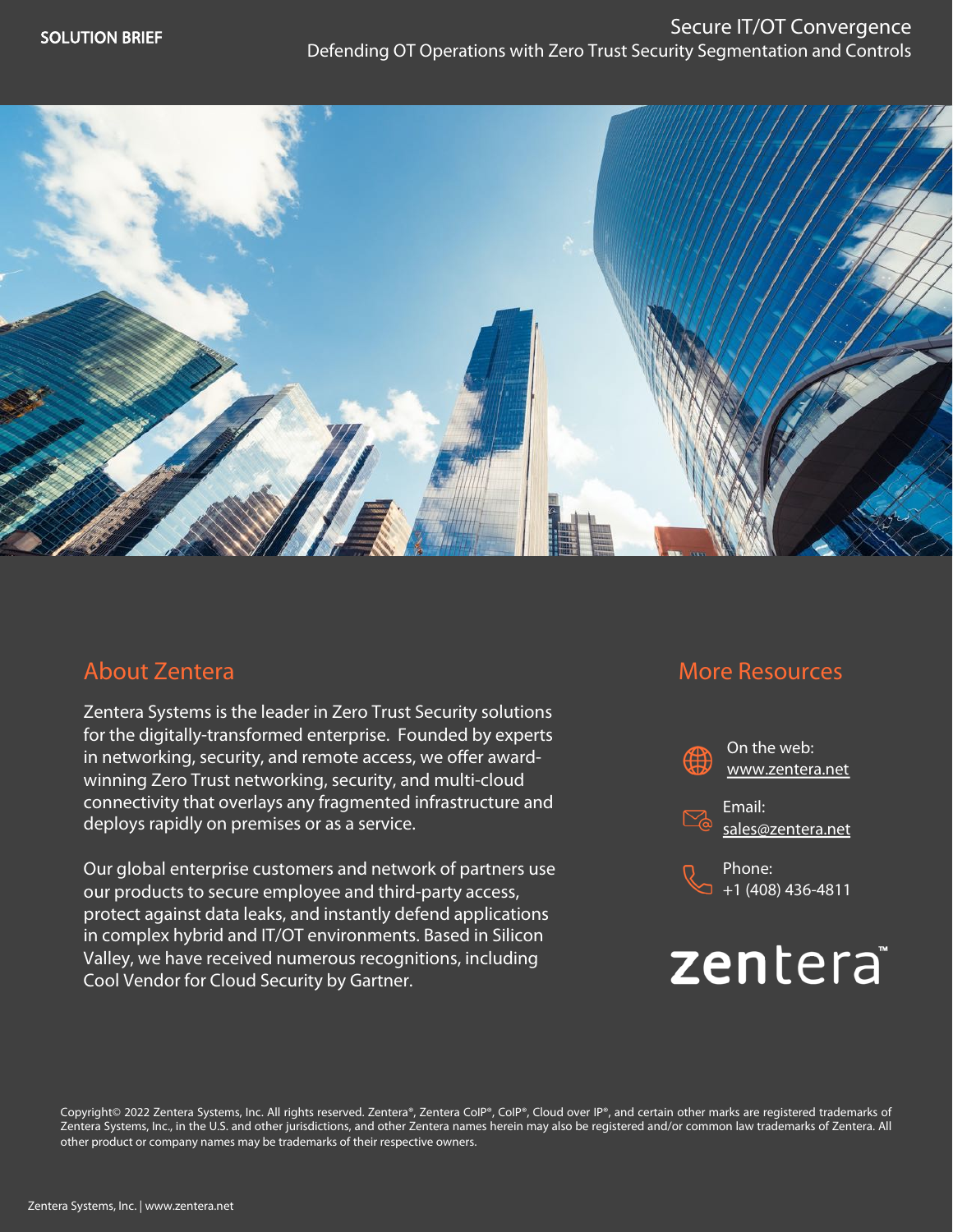## About Zentera

Zentera Systems is the leader in Zero Trust Security solutions for the digitally-transformed enterprise. Founded by experts in networking, security, and remote access, we offer award-winning Zero Trust networking, security, and multi-cloud connectivity that overlays any fragmented infrastructure and deploys rapidly on premises or as a service.

Our global enterprise customers and network of partners use our products to secure employee and third-party access, protect against data leaks, and instantly defend applications in complex hybrid and IT/OT environments. Based in Silicon Valley, we have received numerous recognitions, including Cool Vendor for Cloud Security by Gartner.

## More Resources

On the web:
www.zentera.net

Email:
sales@zentera.net

Phone:
+1 (408) 436-4811

zentera™

Copyright© 2022 Zentera Systems, Inc. All rights reserved. Zentera®, Zentera CoIP®, CoIP®, Cloud over IP®, and certain other marks are registered trademarks of Zentera Systems, Inc., in the U.S. and other jurisdictions, and other Zentera names herein may also be registered and/or common law trademarks of Zentera. All other product or company names may be trademarks of their respective owners.